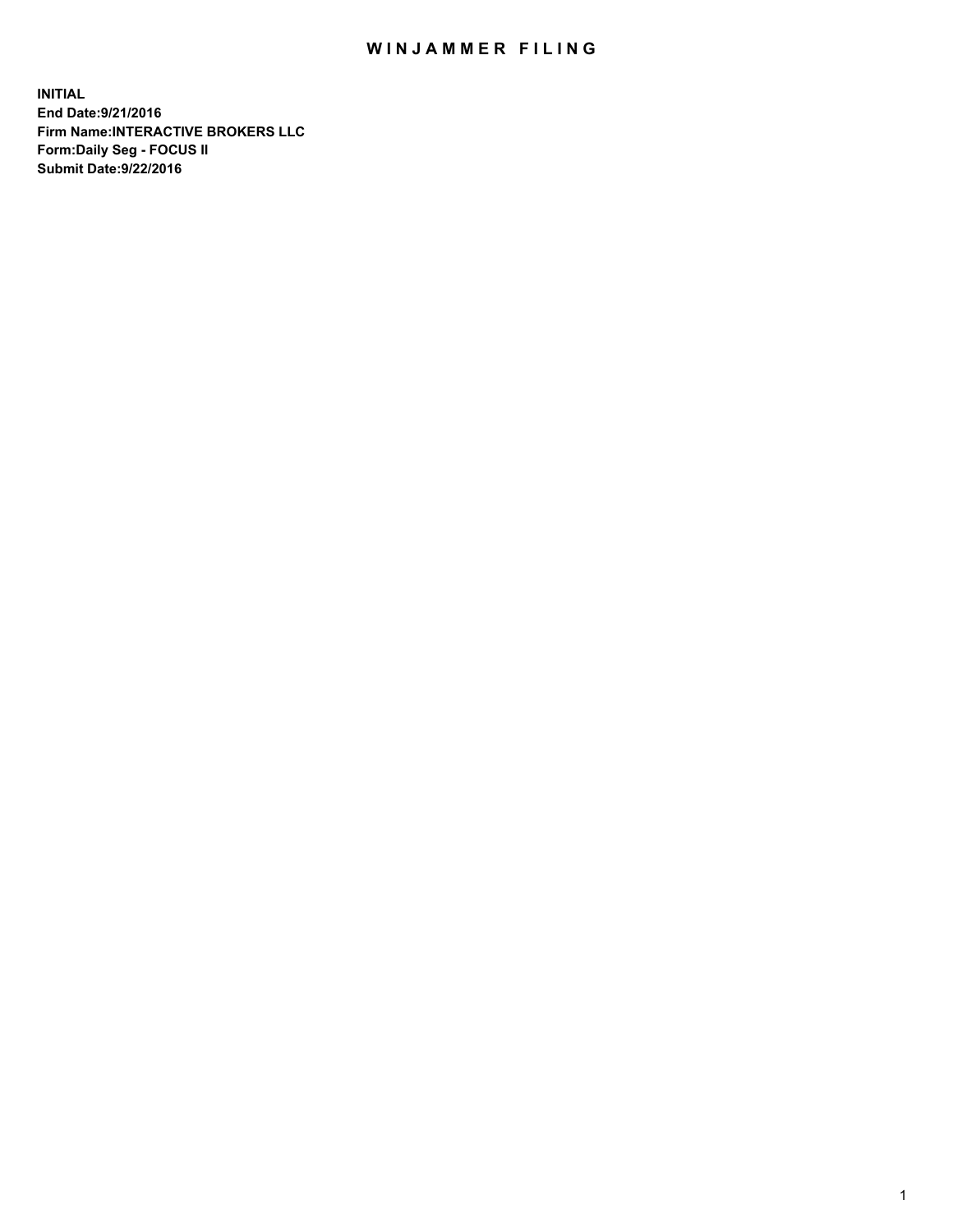# WINJAMMER FILING

**INITIAL**
**End Date:9/21/2016**
**Firm Name:INTERACTIVE BROKERS LLC**
**Form:Daily Seg - FOCUS II**
**Submit Date:9/22/2016**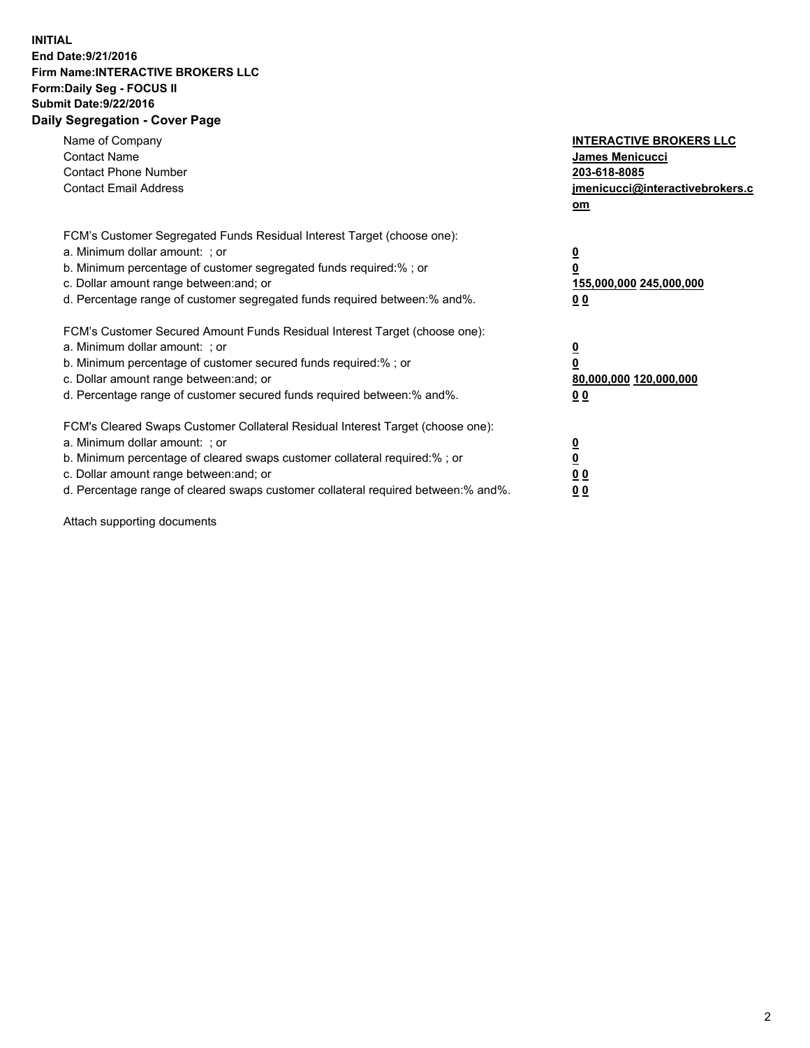**INITIAL**
**End Date:9/21/2016**
**Firm Name:INTERACTIVE BROKERS LLC**
**Form:Daily Seg - FOCUS II**
**Submit Date:9/22/2016**

## Daily Segregation - Cover Page

| | |
|---|---|
| Name of Company | **INTERACTIVE BROKERS LLC** |
| Contact Name | **James Menicucci** |
| Contact Phone Number | **203-618-8085** |
| Contact Email Address | **jmenicucci@interactivebrokers.com** |

| | |
|---|---|
| FCM's Customer Segregated Funds Residual Interest Target (choose one): | |
| a. Minimum dollar amount: ; or | **0** |
| b. Minimum percentage of customer segregated funds required:% ; or | **0** |
| c. Dollar amount range between:and; or | **155,000,000 245,000,000** |
| d. Percentage range of customer segregated funds required between:% and%. | **0 0** |
| FCM's Customer Secured Amount Funds Residual Interest Target (choose one): | |
| a. Minimum dollar amount: ; or | **0** |
| b. Minimum percentage of customer secured funds required:% ; or | **0** |
| c. Dollar amount range between:and; or | **80,000,000 120,000,000** |
| d. Percentage range of customer secured funds required between:% and%. | **0 0** |
| FCM's Cleared Swaps Customer Collateral Residual Interest Target (choose one): | |
| a. Minimum dollar amount: ; or | **0** |
| b. Minimum percentage of cleared swaps customer collateral required:% ; or | **0** |
| c. Dollar amount range between:and; or | **0 0** |
| d. Percentage range of cleared swaps customer collateral required between:% and%. | **0 0** |

Attach supporting documents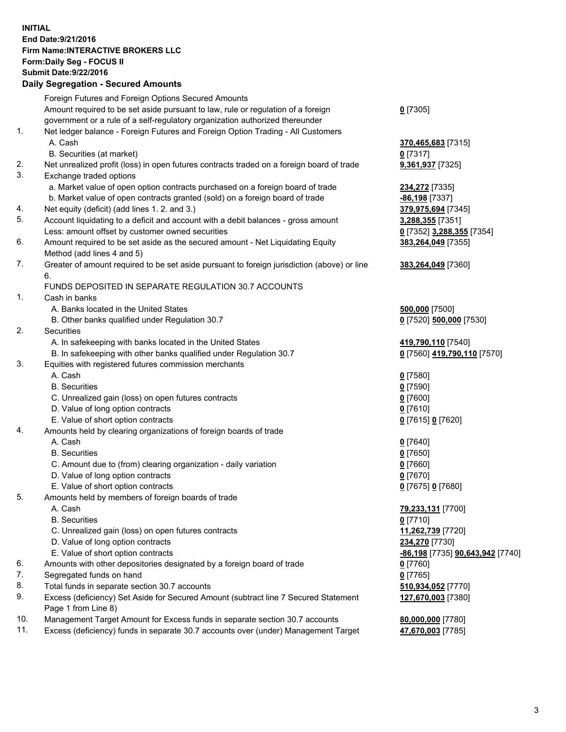**INITIAL**
**End Date:9/21/2016**
**Firm Name:INTERACTIVE BROKERS LLC**
**Form:Daily Seg - FOCUS II**
**Submit Date:9/22/2016**

**Daily Segregation - Secured Amounts**

| | | |
|---|---|---|
| | Foreign Futures and Foreign Options Secured Amounts | |
| | Amount required to be set aside pursuant to law, rule or regulation of a foreign government or a rule of a self-regulatory organization authorized thereunder | **0** [7305] |
| 1. | Net ledger balance - Foreign Futures and Foreign Option Trading - All Customers | |
| | A. Cash | **370,465,683** [7315] |
| | B. Securities (at market) | **0** [7317] |
| 2. | Net unrealized profit (loss) in open futures contracts traded on a foreign board of trade | **9,361,937** [7325] |
| 3. | Exchange traded options | |
| | a. Market value of open option contracts purchased on a foreign board of trade | **234,272** [7335] |
| | b. Market value of open contracts granted (sold) on a foreign board of trade | **-86,198** [7337] |
| 4. | Net equity (deficit) (add lines 1. 2. and 3.) | **379,975,694** [7345] |
| 5. | Account liquidating to a deficit and account with a debit balances - gross amount | **3,288,355** [7351] |
| | Less: amount offset by customer owned securities | **0** [7352] **3,288,355** [7354] |
| 6. | Amount required to be set aside as the secured amount - Net Liquidating Equity Method (add lines 4 and 5) | **383,264,049** [7355] |
| 7. | Greater of amount required to be set aside pursuant to foreign jurisdiction (above) or line 6. | **383,264,049** [7360] |
| | FUNDS DEPOSITED IN SEPARATE REGULATION 30.7 ACCOUNTS | |
| 1. | Cash in banks | |
| | A. Banks located in the United States | **500,000** [7500] |
| | B. Other banks qualified under Regulation 30.7 | **0** [7520] **500,000** [7530] |
| 2. | Securities | |
| | A. In safekeeping with banks located in the United States | **419,790,110** [7540] |
| | B. In safekeeping with other banks qualified under Regulation 30.7 | **0** [7560] **419,790,110** [7570] |
| 3. | Equities with registered futures commission merchants | |
| | A. Cash | **0** [7580] |
| | B. Securities | **0** [7590] |
| | C. Unrealized gain (loss) on open futures contracts | **0** [7600] |
| | D. Value of long option contracts | **0** [7610] |
| | E. Value of short option contracts | **0** [7615] **0** [7620] |
| 4. | Amounts held by clearing organizations of foreign boards of trade | |
| | A. Cash | **0** [7640] |
| | B. Securities | **0** [7650] |
| | C. Amount due to (from) clearing organization - daily variation | **0** [7660] |
| | D. Value of long option contracts | **0** [7670] |
| | E. Value of short option contracts | **0** [7675] **0** [7680] |
| 5. | Amounts held by members of foreign boards of trade | |
| | A. Cash | **79,233,131** [7700] |
| | B. Securities | **0** [7710] |
| | C. Unrealized gain (loss) on open futures contracts | **11,262,739** [7720] |
| | D. Value of long option contracts | **234,270** [7730] |
| | E. Value of short option contracts | **-86,198** [7735] **90,643,942** [7740] |
| 6. | Amounts with other depositories designated by a foreign board of trade | **0** [7760] |
| 7. | Segregated funds on hand | **0** [7765] |
| 8. | Total funds in separate section 30.7 accounts | **510,934,052** [7770] |
| 9. | Excess (deficiency) Set Aside for Secured Amount (subtract line 7 Secured Statement Page 1 from Line 8) | **127,670,003** [7380] |
| 10. | Management Target Amount for Excess funds in separate section 30.7 accounts | **80,000,000** [7780] |
| 11. | Excess (deficiency) funds in separate 30.7 accounts over (under) Management Target | **47,670,003** [7785] |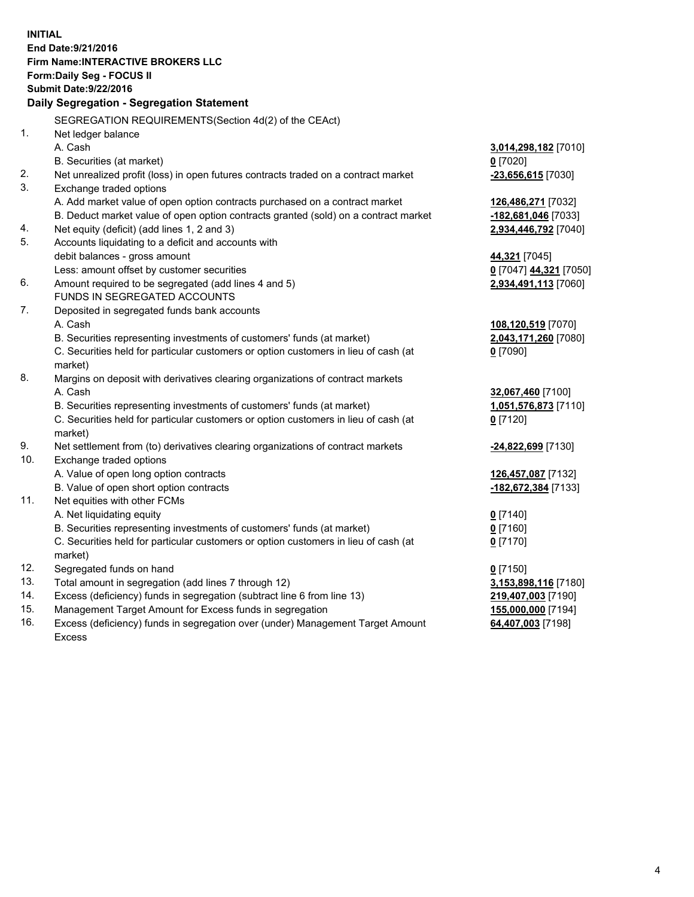**INITIAL**
**End Date:9/21/2016**
**Firm Name:INTERACTIVE BROKERS LLC**
**Form:Daily Seg - FOCUS II**
**Submit Date:9/22/2016**

## Daily Segregation - Segregation Statement

| | | |
|---|---|---|
| | SEGREGATION REQUIREMENTS(Section 4d(2) of the CEAct) | |
| 1. | Net ledger balance | |
| | A. Cash | **3,014,298,182** [7010] |
| | B. Securities (at market) | **0** [7020] |
| 2. | Net unrealized profit (loss) in open futures contracts traded on a contract market | **-23,656,615** [7030] |
| 3. | Exchange traded options | |
| | A. Add market value of open option contracts purchased on a contract market | **126,486,271** [7032] |
| | B. Deduct market value of open option contracts granted (sold) on a contract market | **-182,681,046** [7033] |
| 4. | Net equity (deficit) (add lines 1, 2 and 3) | **2,934,446,792** [7040] |
| 5. | Accounts liquidating to a deficit and accounts with debit balances - gross amount | **44,321** [7045] |
| | Less: amount offset by customer securities | **0** [7047] **44,321** [7050] |
| 6. | Amount required to be segregated (add lines 4 and 5) | **2,934,491,113** [7060] |
| | FUNDS IN SEGREGATED ACCOUNTS | |
| 7. | Deposited in segregated funds bank accounts | |
| | A. Cash | **108,120,519** [7070] |
| | B. Securities representing investments of customers' funds (at market) | **2,043,171,260** [7080] |
| | C. Securities held for particular customers or option customers in lieu of cash (at market) | **0** [7090] |
| 8. | Margins on deposit with derivatives clearing organizations of contract markets | |
| | A. Cash | **32,067,460** [7100] |
| | B. Securities representing investments of customers' funds (at market) | **1,051,576,873** [7110] |
| | C. Securities held for particular customers or option customers in lieu of cash (at market) | **0** [7120] |
| 9. | Net settlement from (to) derivatives clearing organizations of contract markets | **-24,822,699** [7130] |
| 10. | Exchange traded options | |
| | A. Value of open long option contracts | **126,457,087** [7132] |
| | B. Value of open short option contracts | **-182,672,384** [7133] |
| 11. | Net equities with other FCMs | |
| | A. Net liquidating equity | **0** [7140] |
| | B. Securities representing investments of customers' funds (at market) | **0** [7160] |
| | C. Securities held for particular customers or option customers in lieu of cash (at market) | **0** [7170] |
| 12. | Segregated funds on hand | **0** [7150] |
| 13. | Total amount in segregation (add lines 7 through 12) | **3,153,898,116** [7180] |
| 14. | Excess (deficiency) funds in segregation (subtract line 6 from line 13) | **219,407,003** [7190] |
| 15. | Management Target Amount for Excess funds in segregation | **155,000,000** [7194] |
| 16. | Excess (deficiency) funds in segregation over (under) Management Target Amount Excess | **64,407,003** [7198] |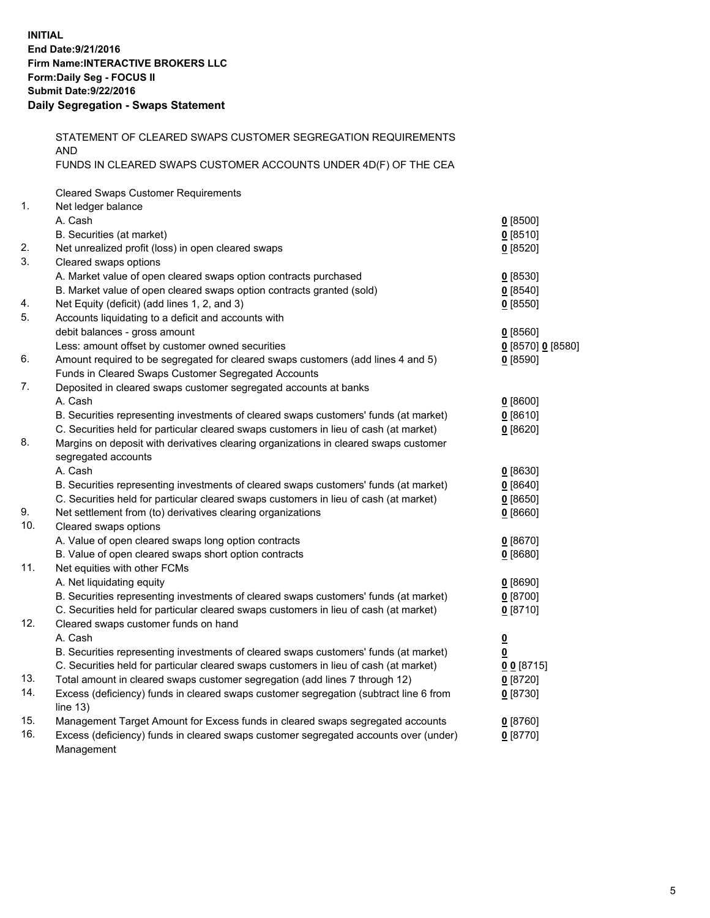**INITIAL**
**End Date:9/21/2016**
**Firm Name:INTERACTIVE BROKERS LLC**
**Form:Daily Seg - FOCUS II**
**Submit Date:9/22/2016**
**Daily Segregation - Swaps Statement**

STATEMENT OF CLEARED SWAPS CUSTOMER SEGREGATION REQUIREMENTS
AND
FUNDS IN CLEARED SWAPS CUSTOMER ACCOUNTS UNDER 4D(F) OF THE CEA

| | | |
|---|---|---|
| | Cleared Swaps Customer Requirements | |
| 1. | Net ledger balance | |
| | A. Cash | 0 [8500] |
| | B. Securities (at market) | 0 [8510] |
| 2. | Net unrealized profit (loss) in open cleared swaps | 0 [8520] |
| 3. | Cleared swaps options | |
| | A. Market value of open cleared swaps option contracts purchased | 0 [8530] |
| | B. Market value of open cleared swaps option contracts granted (sold) | 0 [8540] |
| 4. | Net Equity (deficit) (add lines 1, 2, and 3) | 0 [8550] |
| 5. | Accounts liquidating to a deficit and accounts with | |
| | debit balances - gross amount | 0 [8560] |
| | Less: amount offset by customer owned securities | 0 [8570] 0 [8580] |
| 6. | Amount required to be segregated for cleared swaps customers (add lines 4 and 5) | 0 [8590] |
| | Funds in Cleared Swaps Customer Segregated Accounts | |
| 7. | Deposited in cleared swaps customer segregated accounts at banks | |
| | A. Cash | 0 [8600] |
| | B. Securities representing investments of cleared swaps customers' funds (at market) | 0 [8610] |
| | C. Securities held for particular cleared swaps customers in lieu of cash (at market) | 0 [8620] |
| 8. | Margins on deposit with derivatives clearing organizations in cleared swaps customer segregated accounts | |
| | A. Cash | 0 [8630] |
| | B. Securities representing investments of cleared swaps customers' funds (at market) | 0 [8640] |
| | C. Securities held for particular cleared swaps customers in lieu of cash (at market) | 0 [8650] |
| 9. | Net settlement from (to) derivatives clearing organizations | 0 [8660] |
| 10. | Cleared swaps options | |
| | A. Value of open cleared swaps long option contracts | 0 [8670] |
| | B. Value of open cleared swaps short option contracts | 0 [8680] |
| 11. | Net equities with other FCMs | |
| | A. Net liquidating equity | 0 [8690] |
| | B. Securities representing investments of cleared swaps customers' funds (at market) | 0 [8700] |
| | C. Securities held for particular cleared swaps customers in lieu of cash (at market) | 0 [8710] |
| 12. | Cleared swaps customer funds on hand | |
| | A. Cash | 0 |
| | B. Securities representing investments of cleared swaps customers' funds (at market) | 0 |
| | C. Securities held for particular cleared swaps customers in lieu of cash (at market) | 0 0 [8715] |
| 13. | Total amount in cleared swaps customer segregation (add lines 7 through 12) | 0 [8720] |
| 14. | Excess (deficiency) funds in cleared swaps customer segregation (subtract line 6 from line 13) | 0 [8730] |
| 15. | Management Target Amount for Excess funds in cleared swaps segregated accounts | 0 [8760] |
| 16. | Excess (deficiency) funds in cleared swaps customer segregated accounts over (under) Management | 0 [8770] |